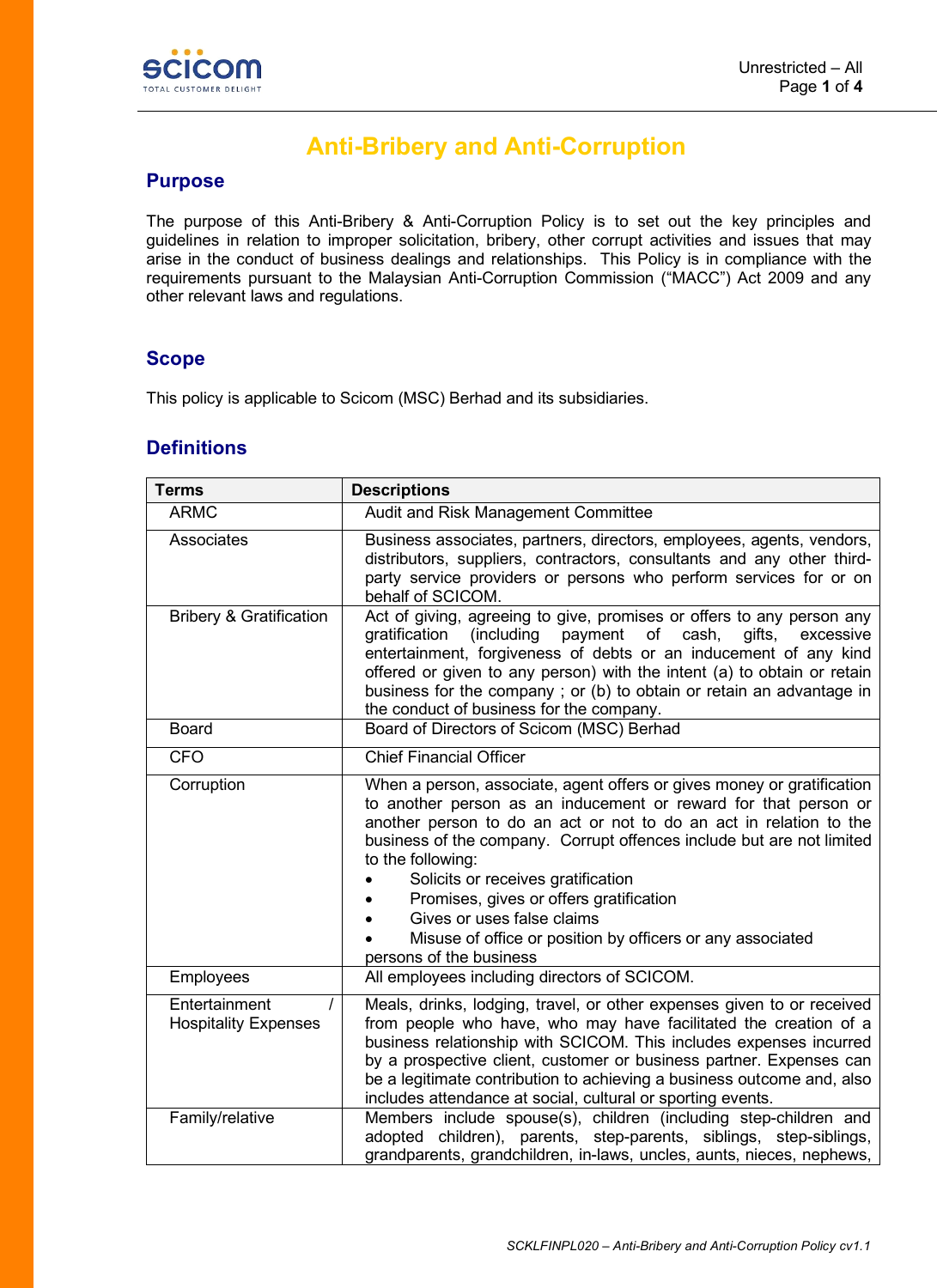# Anti-Bribery and Anti-Corruption

## Purpose

The purpose of this Anti-Bribery & Anti-Corruption Policy is to set out the key principles and guidelines in relation to improper solicitation, bribery, other corrupt activities and issues that may arise in the conduct of business dealings and relationships. This Policy is in compliance with the requirements pursuant to the Malaysian Anti-Corruption Commission ("MACC") Act 2009 and any other relevant laws and regulations.

## Scope

This policy is applicable to Scicom (MSC) Berhad and its subsidiaries.

## Definitions

| Terms | Descriptions |
|---|---|
| ARMC | Audit and Risk Management Committee |
| Associates | Business associates, partners, directors, employees, agents, vendors, distributors, suppliers, contractors, consultants and any other third-party service providers or persons who perform services for or on behalf of SCICOM. |
| Bribery & Gratification | Act of giving, agreeing to give, promises or offers to any person any gratification (including payment of cash, gifts, excessive entertainment, forgiveness of debts or an inducement of any kind offered or given to any person) with the intent (a) to obtain or retain business for the company ; or (b) to obtain or retain an advantage in the conduct of business for the company. |
| Board | Board of Directors of Scicom (MSC) Berhad |
| CFO | Chief Financial Officer |
| Corruption | When a person, associate, agent offers or gives money or gratification to another person as an inducement or reward for that person or another person to do an act or not to do an act in relation to the business of the company. Corrupt offences include but are not limited to the following:<br>• Solicits or receives gratification<br>• Promises, gives or offers gratification<br>• Gives or uses false claims<br>• Misuse of office or position by officers or any associated persons of the business |
| Employees | All employees including directors of SCICOM. |
| Entertainment / Hospitality Expenses | Meals, drinks, lodging, travel, or other expenses given to or received from people who have, who may have facilitated the creation of a business relationship with SCICOM. This includes expenses incurred by a prospective client, customer or business partner. Expenses can be a legitimate contribution to achieving a business outcome and, also includes attendance at social, cultural or sporting events. |
| Family/relative | Members include spouse(s), children (including step-children and adopted children), parents, step-parents, siblings, step-siblings, grandparents, grandchildren, in-laws, uncles, aunts, nieces, nephews, |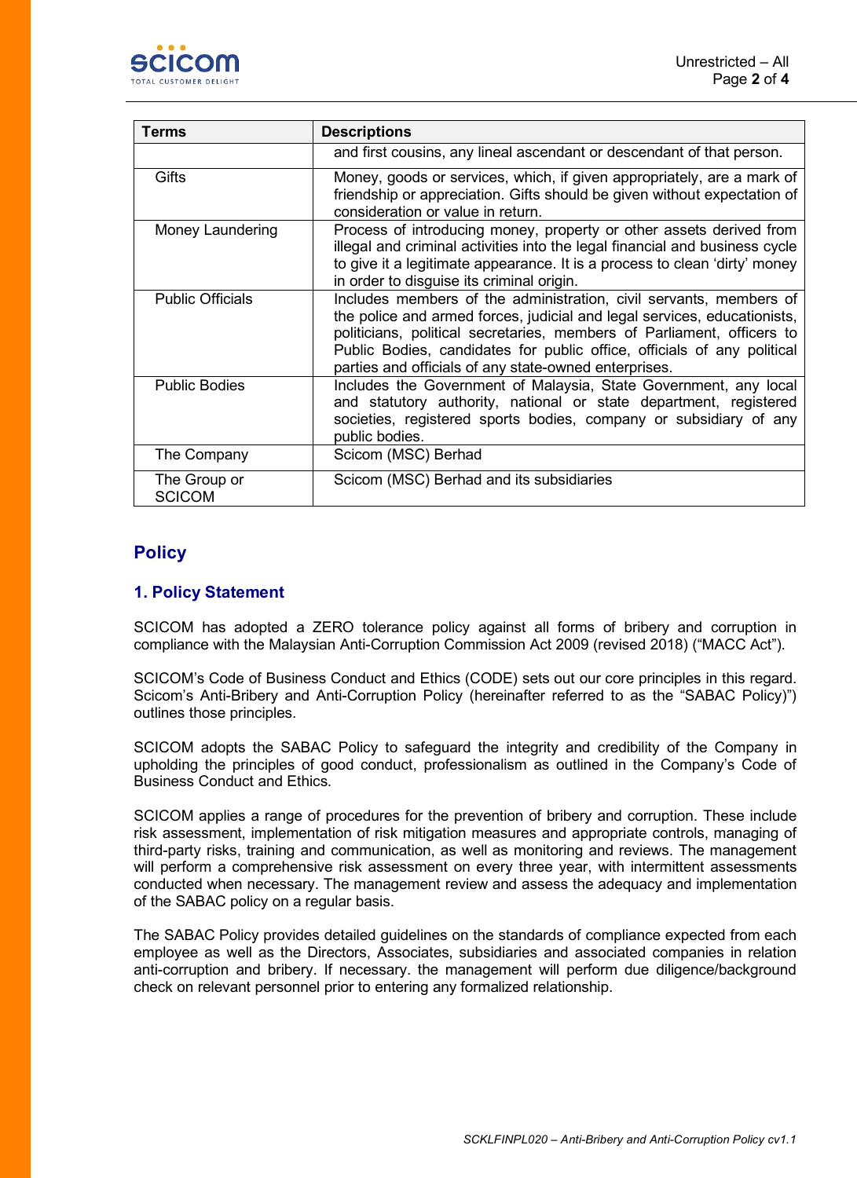| Terms | Descriptions |
|---|---|
| | and first cousins, any lineal ascendant or descendant of that person. |
| Gifts | Money, goods or services, which, if given appropriately, are a mark of friendship or appreciation. Gifts should be given without expectation of consideration or value in return. |
| Money Laundering | Process of introducing money, property or other assets derived from illegal and criminal activities into the legal financial and business cycle to give it a legitimate appearance. It is a process to clean 'dirty' money in order to disguise its criminal origin. |
| Public Officials | Includes members of the administration, civil servants, members of the police and armed forces, judicial and legal services, educationists, politicians, political secretaries, members of Parliament, officers to Public Bodies, candidates for public office, officials of any political parties and officials of any state-owned enterprises. |
| Public Bodies | Includes the Government of Malaysia, State Government, any local and statutory authority, national or state department, registered societies, registered sports bodies, company or subsidiary of any public bodies. |
| The Company | Scicom (MSC) Berhad |
| The Group or SCICOM | Scicom (MSC) Berhad and its subsidiaries |

## Policy

### 1. Policy Statement

SCICOM has adopted a ZERO tolerance policy against all forms of bribery and corruption in compliance with the Malaysian Anti-Corruption Commission Act 2009 (revised 2018) ("MACC Act").

SCICOM's Code of Business Conduct and Ethics (CODE) sets out our core principles in this regard. Scicom's Anti-Bribery and Anti-Corruption Policy (hereinafter referred to as the "SABAC Policy)") outlines those principles.

SCICOM adopts the SABAC Policy to safeguard the integrity and credibility of the Company in upholding the principles of good conduct, professionalism as outlined in the Company's Code of Business Conduct and Ethics.

SCICOM applies a range of procedures for the prevention of bribery and corruption. These include risk assessment, implementation of risk mitigation measures and appropriate controls, managing of third-party risks, training and communication, as well as monitoring and reviews. The management will perform a comprehensive risk assessment on every three year, with intermittent assessments conducted when necessary. The management review and assess the adequacy and implementation of the SABAC policy on a regular basis.

The SABAC Policy provides detailed guidelines on the standards of compliance expected from each employee as well as the Directors, Associates, subsidiaries and associated companies in relation anti-corruption and bribery. If necessary. the management will perform due diligence/background check on relevant personnel prior to entering any formalized relationship.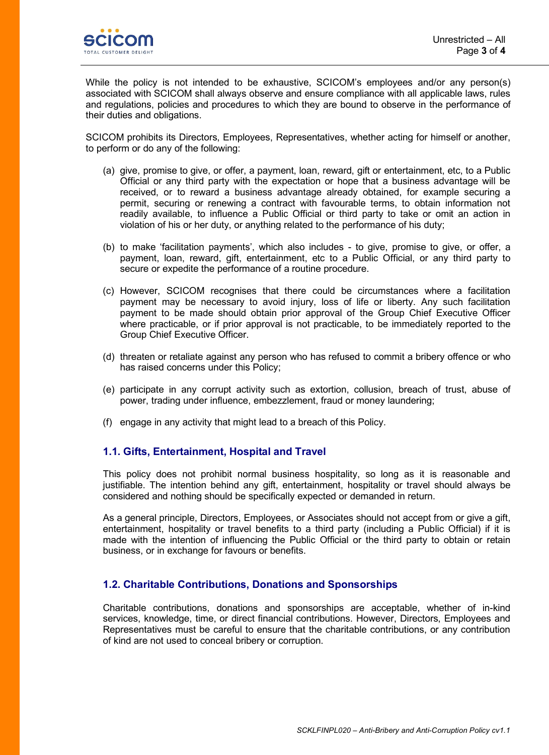While the policy is not intended to be exhaustive, SCICOM's employees and/or any person(s) associated with SCICOM shall always observe and ensure compliance with all applicable laws, rules and regulations, policies and procedures to which they are bound to observe in the performance of their duties and obligations.

SCICOM prohibits its Directors, Employees, Representatives, whether acting for himself or another, to perform or do any of the following:

(a) give, promise to give, or offer, a payment, loan, reward, gift or entertainment, etc, to a Public Official or any third party with the expectation or hope that a business advantage will be received, or to reward a business advantage already obtained, for example securing a permit, securing or renewing a contract with favourable terms, to obtain information not readily available, to influence a Public Official or third party to take or omit an action in violation of his or her duty, or anything related to the performance of his duty;

(b) to make 'facilitation payments', which also includes - to give, promise to give, or offer, a payment, loan, reward, gift, entertainment, etc to a Public Official, or any third party to secure or expedite the performance of a routine procedure.

(c) However, SCICOM recognises that there could be circumstances where a facilitation payment may be necessary to avoid injury, loss of life or liberty. Any such facilitation payment to be made should obtain prior approval of the Group Chief Executive Officer where practicable, or if prior approval is not practicable, to be immediately reported to the Group Chief Executive Officer.

(d) threaten or retaliate against any person who has refused to commit a bribery offence or who has raised concerns under this Policy;

(e) participate in any corrupt activity such as extortion, collusion, breach of trust, abuse of power, trading under influence, embezzlement, fraud or money laundering;

(f) engage in any activity that might lead to a breach of this Policy.

### 1.1. Gifts, Entertainment, Hospital and Travel

This policy does not prohibit normal business hospitality, so long as it is reasonable and justifiable. The intention behind any gift, entertainment, hospitality or travel should always be considered and nothing should be specifically expected or demanded in return.

As a general principle, Directors, Employees, or Associates should not accept from or give a gift, entertainment, hospitality or travel benefits to a third party (including a Public Official) if it is made with the intention of influencing the Public Official or the third party to obtain or retain business, or in exchange for favours or benefits.

### 1.2. Charitable Contributions, Donations and Sponsorships

Charitable contributions, donations and sponsorships are acceptable, whether of in-kind services, knowledge, time, or direct financial contributions. However, Directors, Employees and Representatives must be careful to ensure that the charitable contributions, or any contribution of kind are not used to conceal bribery or corruption.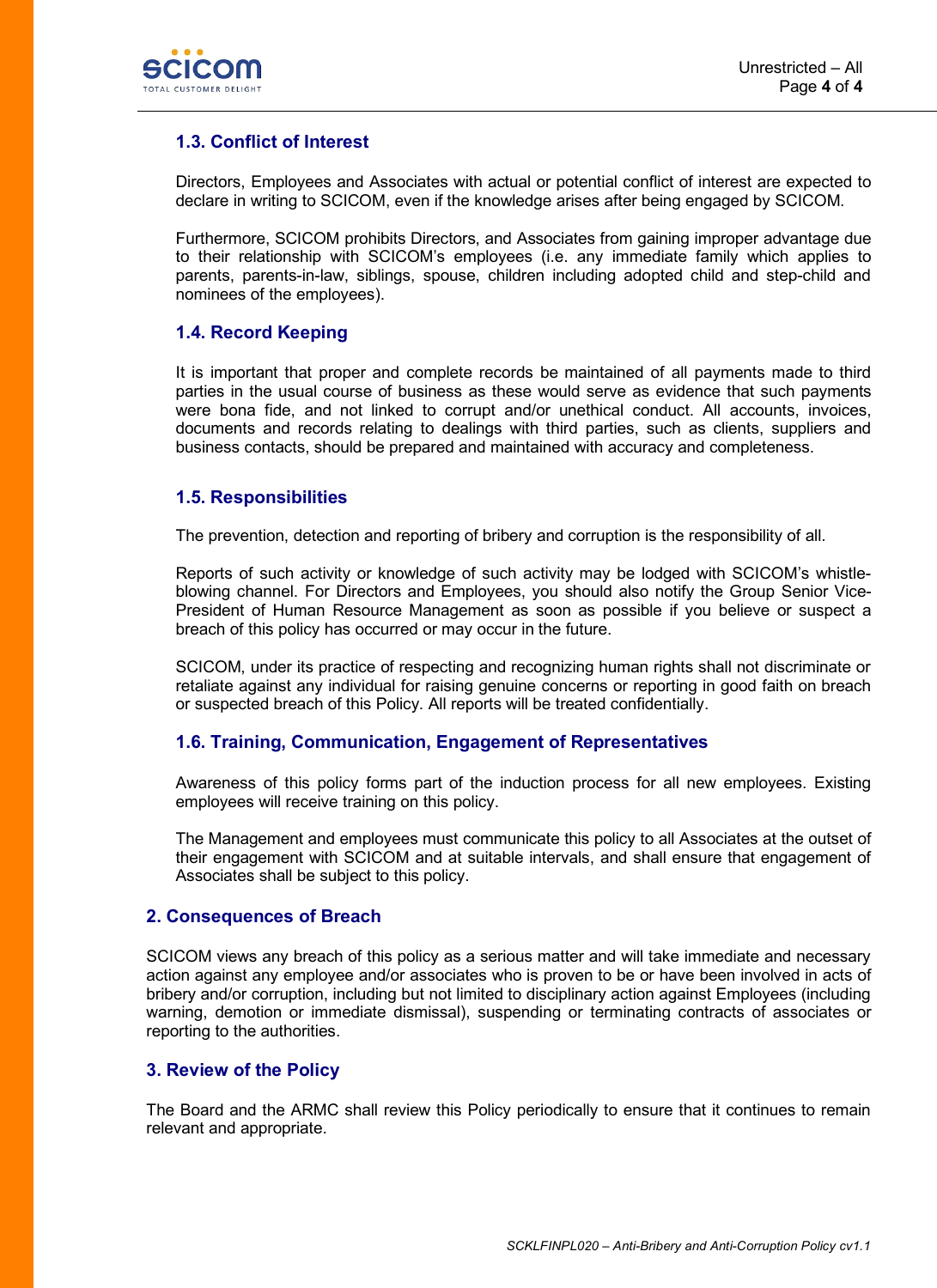### 1.3. Conflict of Interest

Directors, Employees and Associates with actual or potential conflict of interest are expected to declare in writing to SCICOM, even if the knowledge arises after being engaged by SCICOM.

Furthermore, SCICOM prohibits Directors, and Associates from gaining improper advantage due to their relationship with SCICOM's employees (i.e. any immediate family which applies to parents, parents-in-law, siblings, spouse, children including adopted child and step-child and nominees of the employees).

### 1.4. Record Keeping

It is important that proper and complete records be maintained of all payments made to third parties in the usual course of business as these would serve as evidence that such payments were bona fide, and not linked to corrupt and/or unethical conduct. All accounts, invoices, documents and records relating to dealings with third parties, such as clients, suppliers and business contacts, should be prepared and maintained with accuracy and completeness.

### 1.5. Responsibilities

The prevention, detection and reporting of bribery and corruption is the responsibility of all.

Reports of such activity or knowledge of such activity may be lodged with SCICOM's whistle-blowing channel. For Directors and Employees, you should also notify the Group Senior Vice-President of Human Resource Management as soon as possible if you believe or suspect a breach of this policy has occurred or may occur in the future.

SCICOM, under its practice of respecting and recognizing human rights shall not discriminate or retaliate against any individual for raising genuine concerns or reporting in good faith on breach or suspected breach of this Policy. All reports will be treated confidentially.

### 1.6. Training, Communication, Engagement of Representatives

Awareness of this policy forms part of the induction process for all new employees. Existing employees will receive training on this policy.

The Management and employees must communicate this policy to all Associates at the outset of their engagement with SCICOM and at suitable intervals, and shall ensure that engagement of Associates shall be subject to this policy.

## 2. Consequences of Breach

SCICOM views any breach of this policy as a serious matter and will take immediate and necessary action against any employee and/or associates who is proven to be or have been involved in acts of bribery and/or corruption, including but not limited to disciplinary action against Employees (including warning, demotion or immediate dismissal), suspending or terminating contracts of associates or reporting to the authorities.

## 3. Review of the Policy

The Board and the ARMC shall review this Policy periodically to ensure that it continues to remain relevant and appropriate.